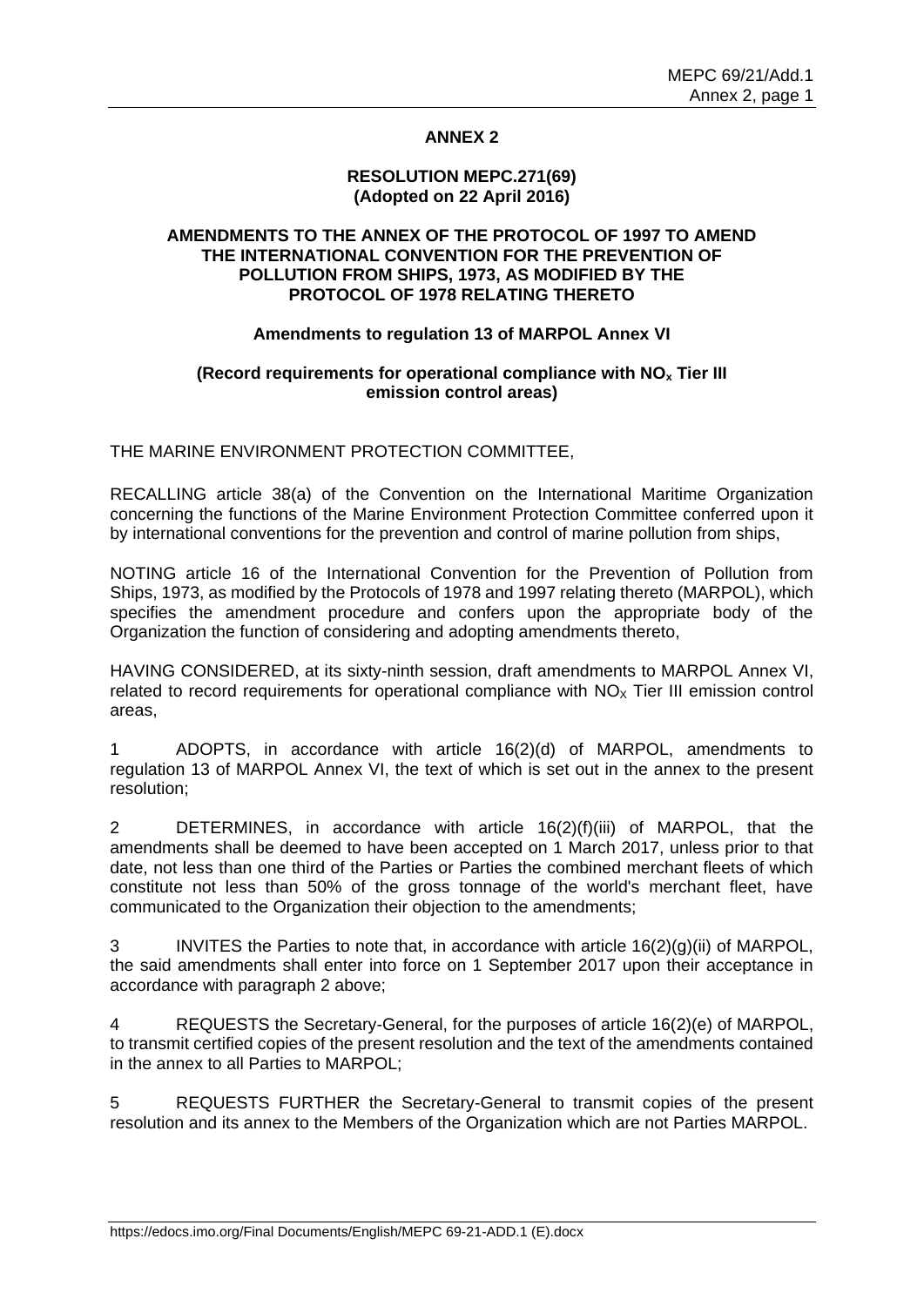## ANNEX 2

### RESOLUTION MEPC.271(69)
### (Adopted on 22 April 2016)

### AMENDMENTS TO THE ANNEX OF THE PROTOCOL OF 1997 TO AMEND THE INTERNATIONAL CONVENTION FOR THE PREVENTION OF POLLUTION FROM SHIPS, 1973, AS MODIFIED BY THE PROTOCOL OF 1978 RELATING THERETO

**Amendments to regulation 13 of MARPOL Annex VI**

**(Record requirements for operational compliance with $NO_x$ Tier III emission control areas)**

THE MARINE ENVIRONMENT PROTECTION COMMITTEE,

RECALLING article 38(a) of the Convention on the International Maritime Organization concerning the functions of the Marine Environment Protection Committee conferred upon it by international conventions for the prevention and control of marine pollution from ships,

NOTING article 16 of the International Convention for the Prevention of Pollution from Ships, 1973, as modified by the Protocols of 1978 and 1997 relating thereto (MARPOL), which specifies the amendment procedure and confers upon the appropriate body of the Organization the function of considering and adopting amendments thereto,

HAVING CONSIDERED, at its sixty-ninth session, draft amendments to MARPOL Annex VI, related to record requirements for operational compliance with $NO_X$ Tier III emission control areas,

1 ADOPTS, in accordance with article 16(2)(d) of MARPOL, amendments to regulation 13 of MARPOL Annex VI, the text of which is set out in the annex to the present resolution;

2 DETERMINES, in accordance with article 16(2)(f)(iii) of MARPOL, that the amendments shall be deemed to have been accepted on 1 March 2017, unless prior to that date, not less than one third of the Parties or Parties the combined merchant fleets of which constitute not less than 50% of the gross tonnage of the world's merchant fleet, have communicated to the Organization their objection to the amendments;

3 INVITES the Parties to note that, in accordance with article 16(2)(g)(ii) of MARPOL, the said amendments shall enter into force on 1 September 2017 upon their acceptance in accordance with paragraph 2 above;

4 REQUESTS the Secretary-General, for the purposes of article 16(2)(e) of MARPOL, to transmit certified copies of the present resolution and the text of the amendments contained in the annex to all Parties to MARPOL;

5 REQUESTS FURTHER the Secretary-General to transmit copies of the present resolution and its annex to the Members of the Organization which are not Parties MARPOL.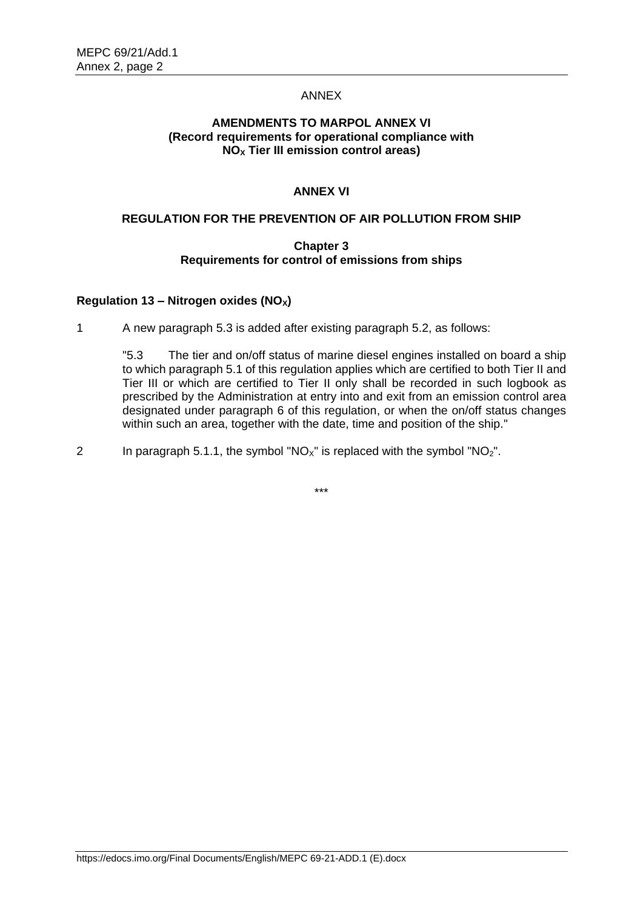ANNEX

**AMENDMENTS TO MARPOL ANNEX VI**
**(Record requirements for operational compliance with $NO_X$ Tier III emission control areas)**

## ANNEX VI

### REGULATION FOR THE PREVENTION OF AIR POLLUTION FROM SHIP

**Chapter 3**
**Requirements for control of emissions from ships**

**Regulation 13 – Nitrogen oxides ($NO_X$)**

1 A new paragraph 5.3 is added after existing paragraph 5.2, as follows:

"5.3 The tier and on/off status of marine diesel engines installed on board a ship to which paragraph 5.1 of this regulation applies which are certified to both Tier II and Tier III or which are certified to Tier II only shall be recorded in such logbook as prescribed by the Administration at entry into and exit from an emission control area designated under paragraph 6 of this regulation, or when the on/off status changes within such an area, together with the date, time and position of the ship."

2 In paragraph 5.1.1, the symbol "$NO_X$" is replaced with the symbol "$NO_2$".

***